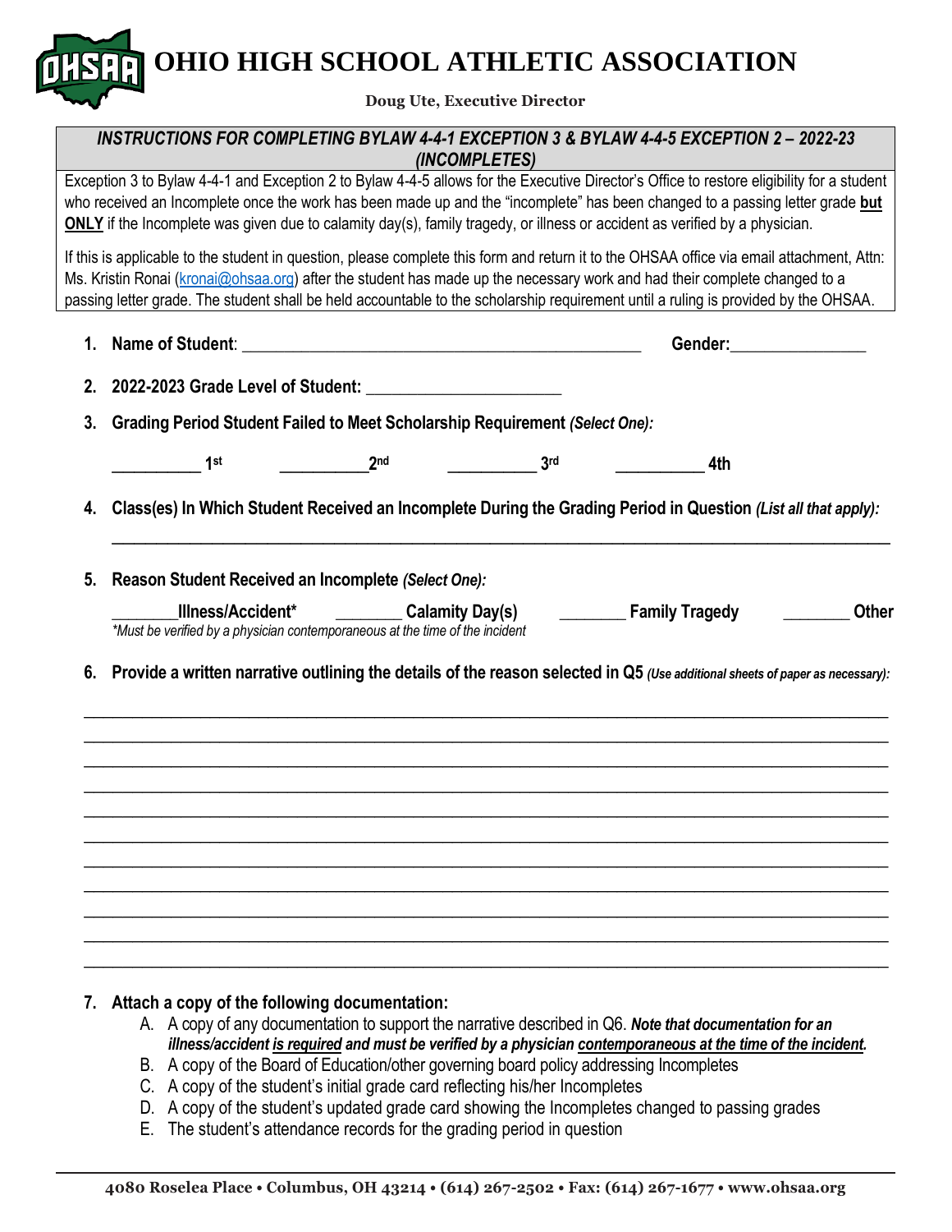# OHIO HIGH SCHOOL ATHLETIC ASSOCIATION

**Doug Ute, Executive Director**

***INSTRUCTIONS FOR COMPLETING BYLAW 4-4-1 EXCEPTION 3 & BYLAW 4-4-5 EXCEPTION 2 – 2022-23 (INCOMPLETES)***

Exception 3 to Bylaw 4-4-1 and Exception 2 to Bylaw 4-4-5 allows for the Executive Director's Office to restore eligibility for a student who received an Incomplete once the work has been made up and the "incomplete" has been changed to a passing letter grade **but ONLY** if the Incomplete was given due to calamity day(s), family tragedy, or illness or accident as verified by a physician.

If this is applicable to the student in question, please complete this form and return it to the OHSAA office via email attachment, Attn: Ms. Kristin Ronai (kronai@ohsaa.org) after the student has made up the necessary work and had their complete changed to a passing letter grade. The student shall be held accountable to the scholarship requirement until a ruling is provided by the OHSAA.

1. **Name of Student**: ______________________________________________ **Gender:**_______________

2. **2022-2023 Grade Level of Student:** ______________________

3. **Grading Period Student Failed to Meet Scholarship Requirement** ***(Select One):***

   __________ **1st** __________ **2nd** __________ **3rd** __________ **4th**

4. **Class(es) In Which Student Received an Incomplete During the Grading Period in Question** ***(List all that apply):***

   ________________________________________________________________________________

5. **Reason Student Received an Incomplete** ***(Select One):***

   ________**Illness/Accident*** ________ **Calamity Day(s)** ________ **Family Tragedy** ________ **Other**

   *\*Must be verified by a physician contemporaneous at the time of the incident*

6. **Provide a written narrative outlining the details of the reason selected in Q5** ***(Use additional sheets of paper as necessary):***

________________________________________________________________________________
________________________________________________________________________________
________________________________________________________________________________
________________________________________________________________________________
________________________________________________________________________________
________________________________________________________________________________
________________________________________________________________________________
________________________________________________________________________________
________________________________________________________________________________
________________________________________________________________________________
________________________________________________________________________________

7. **Attach a copy of the following documentation:**
   A. A copy of any documentation to support the narrative described in Q6. ***Note that documentation for an illness/accident is required and must be verified by a physician contemporaneous at the time of the incident.***
   B. A copy of the Board of Education/other governing board policy addressing Incompletes
   C. A copy of the student's initial grade card reflecting his/her Incompletes
   D. A copy of the student's updated grade card showing the Incompletes changed to passing grades
   E. The student's attendance records for the grading period in question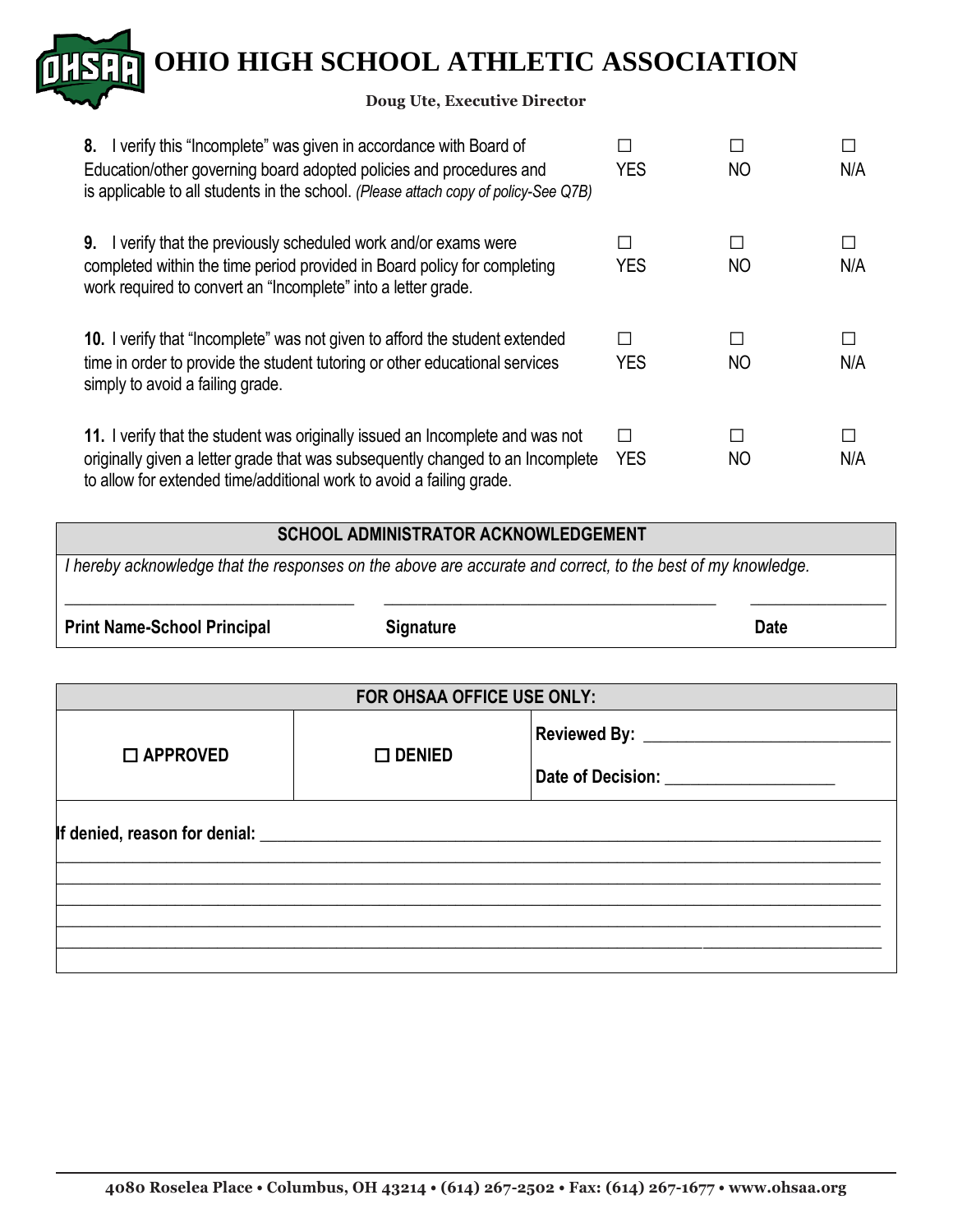# OHIO HIGH SCHOOL ATHLETIC ASSOCIATION

**Doug Ute, Executive Director**

| | | | |
|---|---|---|---|
| **8.** I verify this "Incomplete" was given in accordance with Board of Education/other governing board adopted policies and procedures and is applicable to all students in the school. *(Please attach copy of policy-See Q7B)* | ☐ YES | ☐ NO | ☐ N/A |
| **9.** I verify that the previously scheduled work and/or exams were completed within the time period provided in Board policy for completing work required to convert an "Incomplete" into a letter grade. | ☐ YES | ☐ NO | ☐ N/A |
| **10.** I verify that "Incomplete" was not given to afford the student extended time in order to provide the student tutoring or other educational services simply to avoid a failing grade. | ☐ YES | ☐ NO | ☐ N/A |
| **11.** I verify that the student was originally issued an Incomplete and was not originally given a letter grade that was subsequently changed to an Incomplete to allow for extended time/additional work to avoid a failing grade. | ☐ YES | ☐ NO | ☐ N/A |

## SCHOOL ADMINISTRATOR ACKNOWLEDGEMENT

*I hereby acknowledge that the responses on the above are accurate and correct, to the best of my knowledge.*

| ______________________ | ______________________ | __________ |
|---|---|---|
| **Print Name-School Principal** | **Signature** | **Date** |

## FOR OHSAA OFFICE USE ONLY:

| | | |
|---|---|---|
| ☐ **APPROVED** | ☐ **DENIED** | **Reviewed By:** ______________________ **Date of Decision:** ______________ |

**If denied, reason for denial:** ______________________________________________

______________________________________________

______________________________________________

______________________________________________

______________________________________________

______________________________________________

4080 Roselea Place • Columbus, OH 43214 • (614) 267-2502 • Fax: (614) 267-1677 • www.ohsaa.org